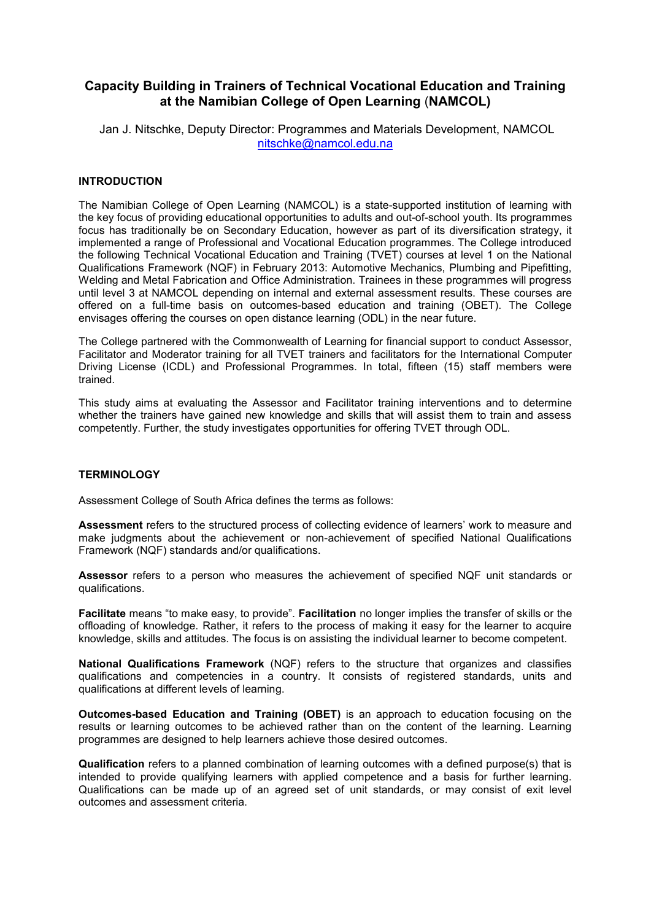# Capacity Building in Trainers of Technical Vocational Education and Training at the Namibian College of Open Learning (NAMCOL)

Jan J. Nitschke, Deputy Director: Programmes and Materials Development, NAMCOL
nitschke@namcol.edu.na

## INTRODUCTION

The Namibian College of Open Learning (NAMCOL) is a state-supported institution of learning with the key focus of providing educational opportunities to adults and out-of-school youth. Its programmes focus has traditionally be on Secondary Education, however as part of its diversification strategy, it implemented a range of Professional and Vocational Education programmes. The College introduced the following Technical Vocational Education and Training (TVET) courses at level 1 on the National Qualifications Framework (NQF) in February 2013: Automotive Mechanics, Plumbing and Pipefitting, Welding and Metal Fabrication and Office Administration. Trainees in these programmes will progress until level 3 at NAMCOL depending on internal and external assessment results. These courses are offered on a full-time basis on outcomes-based education and training (OBET). The College envisages offering the courses on open distance learning (ODL) in the near future.

The College partnered with the Commonwealth of Learning for financial support to conduct Assessor, Facilitator and Moderator training for all TVET trainers and facilitators for the International Computer Driving License (ICDL) and Professional Programmes. In total, fifteen (15) staff members were trained.

This study aims at evaluating the Assessor and Facilitator training interventions and to determine whether the trainers have gained new knowledge and skills that will assist them to train and assess competently. Further, the study investigates opportunities for offering TVET through ODL.

## TERMINOLOGY

Assessment College of South Africa defines the terms as follows:

**Assessment** refers to the structured process of collecting evidence of learners' work to measure and make judgments about the achievement or non-achievement of specified National Qualifications Framework (NQF) standards and/or qualifications.

**Assessor** refers to a person who measures the achievement of specified NQF unit standards or qualifications.

**Facilitate** means "to make easy, to provide". **Facilitation** no longer implies the transfer of skills or the offloading of knowledge. Rather, it refers to the process of making it easy for the learner to acquire knowledge, skills and attitudes. The focus is on assisting the individual learner to become competent.

**National Qualifications Framework** (NQF) refers to the structure that organizes and classifies qualifications and competencies in a country. It consists of registered standards, units and qualifications at different levels of learning.

**Outcomes-based Education and Training (OBET)** is an approach to education focusing on the results or learning outcomes to be achieved rather than on the content of the learning. Learning programmes are designed to help learners achieve those desired outcomes.

**Qualification** refers to a planned combination of learning outcomes with a defined purpose(s) that is intended to provide qualifying learners with applied competence and a basis for further learning. Qualifications can be made up of an agreed set of unit standards, or may consist of exit level outcomes and assessment criteria.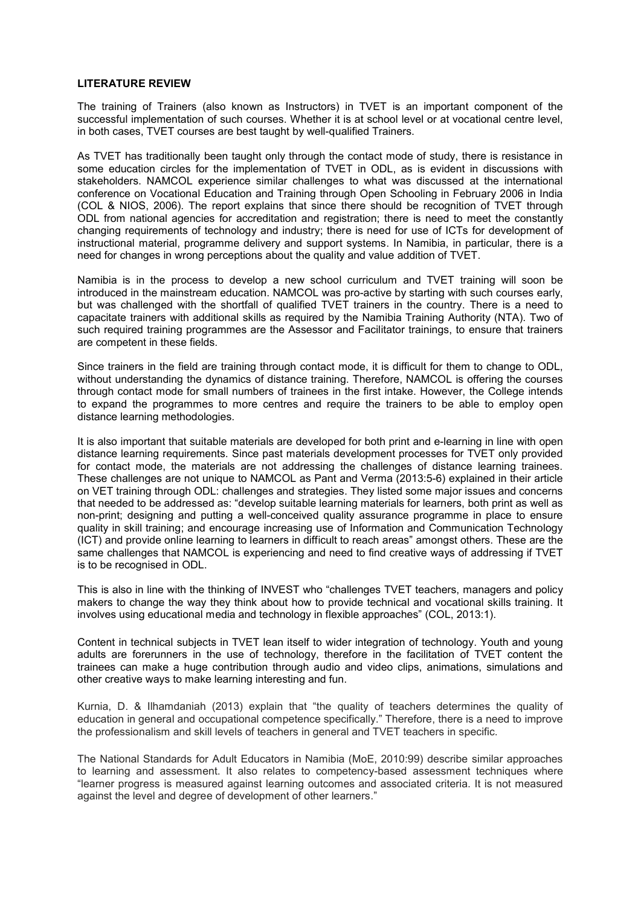## LITERATURE REVIEW

The training of Trainers (also known as Instructors) in TVET is an important component of the successful implementation of such courses. Whether it is at school level or at vocational centre level, in both cases, TVET courses are best taught by well-qualified Trainers.

As TVET has traditionally been taught only through the contact mode of study, there is resistance in some education circles for the implementation of TVET in ODL, as is evident in discussions with stakeholders. NAMCOL experience similar challenges to what was discussed at the international conference on Vocational Education and Training through Open Schooling in February 2006 in India (COL & NIOS, 2006). The report explains that since there should be recognition of TVET through ODL from national agencies for accreditation and registration; there is need to meet the constantly changing requirements of technology and industry; there is need for use of ICTs for development of instructional material, programme delivery and support systems. In Namibia, in particular, there is a need for changes in wrong perceptions about the quality and value addition of TVET.

Namibia is in the process to develop a new school curriculum and TVET training will soon be introduced in the mainstream education. NAMCOL was pro-active by starting with such courses early, but was challenged with the shortfall of qualified TVET trainers in the country. There is a need to capacitate trainers with additional skills as required by the Namibia Training Authority (NTA). Two of such required training programmes are the Assessor and Facilitator trainings, to ensure that trainers are competent in these fields.

Since trainers in the field are training through contact mode, it is difficult for them to change to ODL, without understanding the dynamics of distance training. Therefore, NAMCOL is offering the courses through contact mode for small numbers of trainees in the first intake. However, the College intends to expand the programmes to more centres and require the trainers to be able to employ open distance learning methodologies.

It is also important that suitable materials are developed for both print and e-learning in line with open distance learning requirements. Since past materials development processes for TVET only provided for contact mode, the materials are not addressing the challenges of distance learning trainees. These challenges are not unique to NAMCOL as Pant and Verma (2013:5-6) explained in their article on VET training through ODL: challenges and strategies. They listed some major issues and concerns that needed to be addressed as: "develop suitable learning materials for learners, both print as well as non-print; designing and putting a well-conceived quality assurance programme in place to ensure quality in skill training; and encourage increasing use of Information and Communication Technology (ICT) and provide online learning to learners in difficult to reach areas" amongst others. These are the same challenges that NAMCOL is experiencing and need to find creative ways of addressing if TVET is to be recognised in ODL.

This is also in line with the thinking of INVEST who "challenges TVET teachers, managers and policy makers to change the way they think about how to provide technical and vocational skills training. It involves using educational media and technology in flexible approaches" (COL, 2013:1).

Content in technical subjects in TVET lean itself to wider integration of technology. Youth and young adults are forerunners in the use of technology, therefore in the facilitation of TVET content the trainees can make a huge contribution through audio and video clips, animations, simulations and other creative ways to make learning interesting and fun.

Kurnia, D. & Ilhamdaniah (2013) explain that "the quality of teachers determines the quality of education in general and occupational competence specifically." Therefore, there is a need to improve the professionalism and skill levels of teachers in general and TVET teachers in specific.

The National Standards for Adult Educators in Namibia (MoE, 2010:99) describe similar approaches to learning and assessment. It also relates to competency-based assessment techniques where "learner progress is measured against learning outcomes and associated criteria. It is not measured against the level and degree of development of other learners."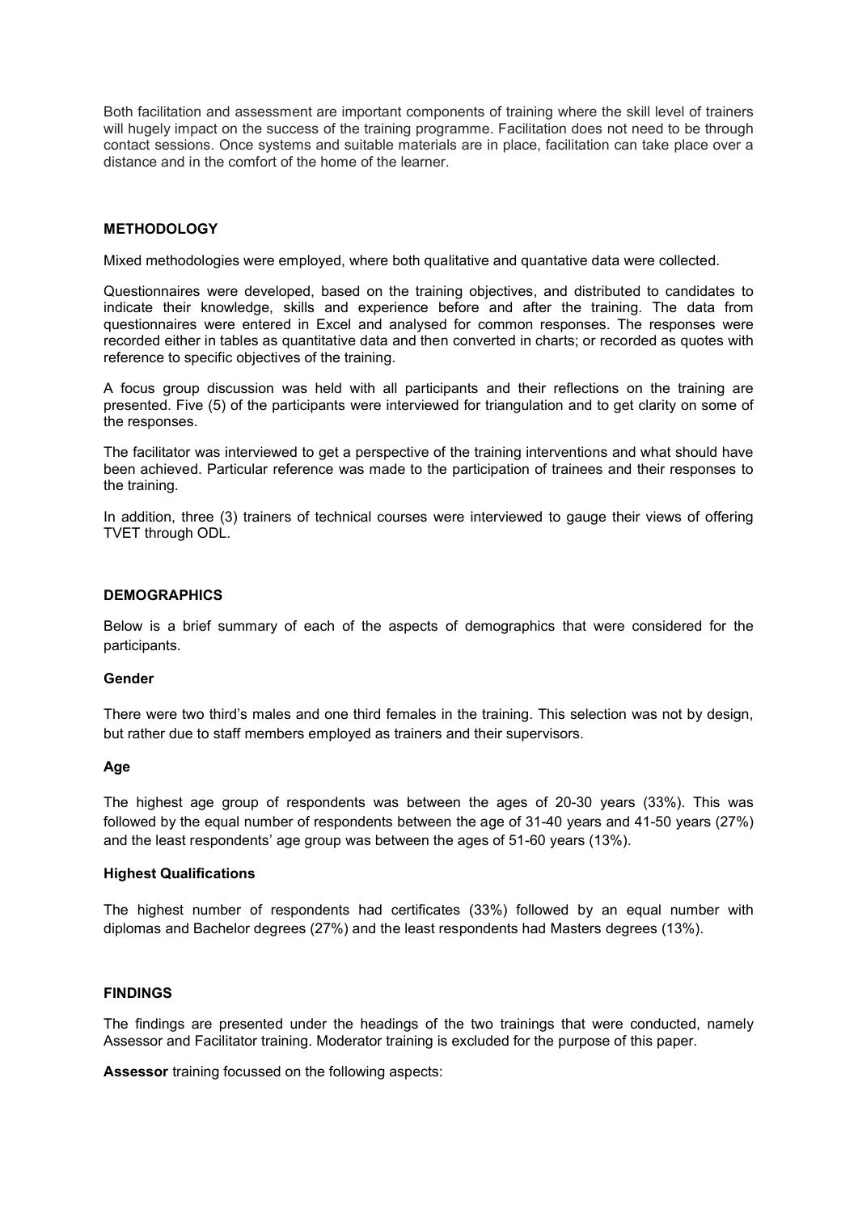Both facilitation and assessment are important components of training where the skill level of trainers will hugely impact on the success of the training programme. Facilitation does not need to be through contact sessions. Once systems and suitable materials are in place, facilitation can take place over a distance and in the comfort of the home of the learner.

## METHODOLOGY

Mixed methodologies were employed, where both qualitative and quantative data were collected.

Questionnaires were developed, based on the training objectives, and distributed to candidates to indicate their knowledge, skills and experience before and after the training. The data from questionnaires were entered in Excel and analysed for common responses. The responses were recorded either in tables as quantitative data and then converted in charts; or recorded as quotes with reference to specific objectives of the training.

A focus group discussion was held with all participants and their reflections on the training are presented. Five (5) of the participants were interviewed for triangulation and to get clarity on some of the responses.

The facilitator was interviewed to get a perspective of the training interventions and what should have been achieved. Particular reference was made to the participation of trainees and their responses to the training.

In addition, three (3) trainers of technical courses were interviewed to gauge their views of offering TVET through ODL.

## DEMOGRAPHICS

Below is a brief summary of each of the aspects of demographics that were considered for the participants.

### Gender

There were two third's males and one third females in the training. This selection was not by design, but rather due to staff members employed as trainers and their supervisors.

### Age

The highest age group of respondents was between the ages of 20-30 years (33%). This was followed by the equal number of respondents between the age of 31-40 years and 41-50 years (27%) and the least respondents' age group was between the ages of 51-60 years (13%).

### Highest Qualifications

The highest number of respondents had certificates (33%) followed by an equal number with diplomas and Bachelor degrees (27%) and the least respondents had Masters degrees (13%).

## FINDINGS

The findings are presented under the headings of the two trainings that were conducted, namely Assessor and Facilitator training. Moderator training is excluded for the purpose of this paper.

**Assessor** training focussed on the following aspects: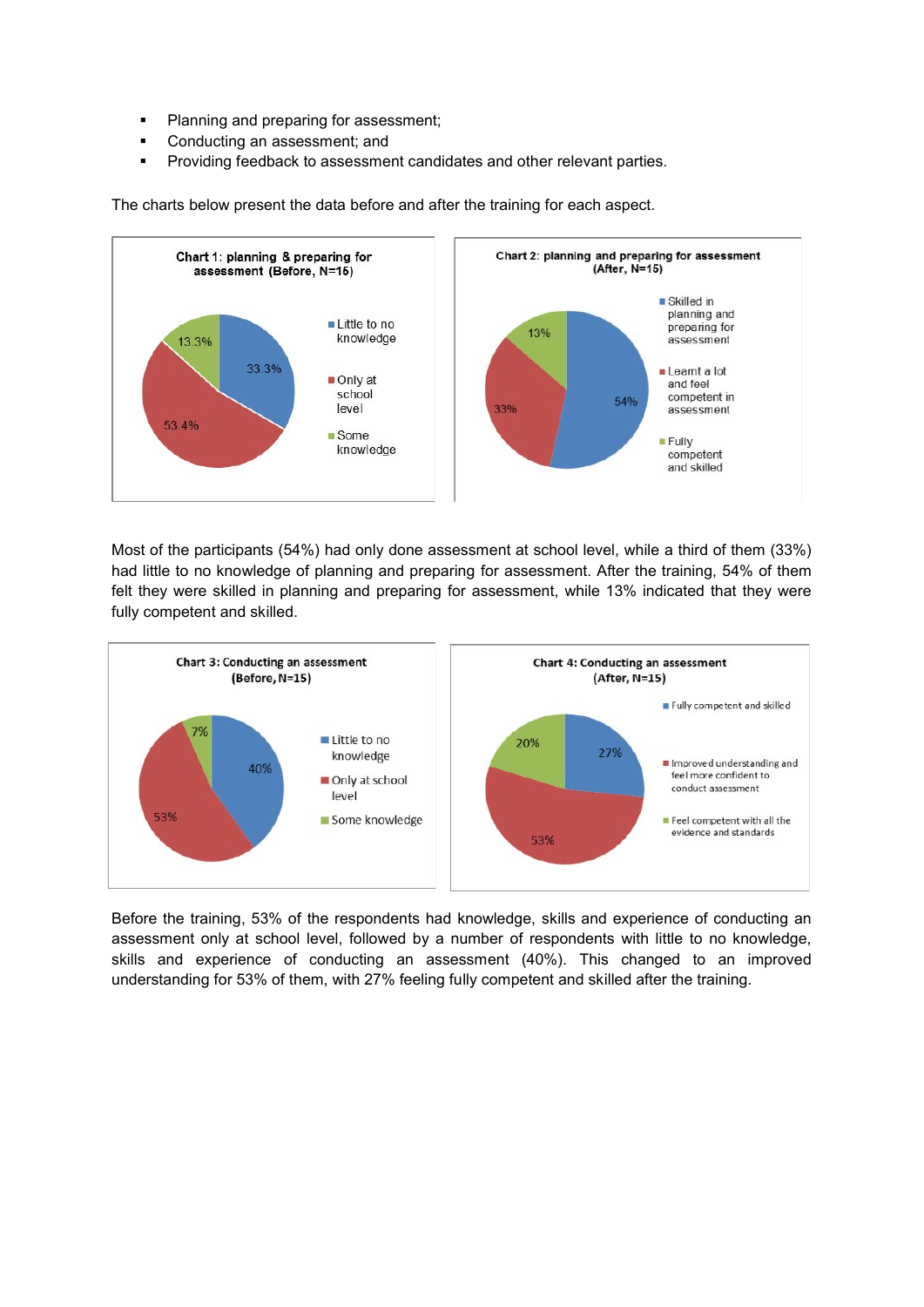- Planning and preparing for assessment;
- Conducting an assessment; and
- Providing feedback to assessment candidates and other relevant parties.

The charts below present the data before and after the training for each aspect.

**Chart 1: planning & preparing for assessment (Before, N=15)**

- Little to no knowledge: 33.3%
- Only at school level: 53.4%
- Some knowledge: 13.3%

**Chart 2: planning and preparing for assessment (After, N=15)**

- Skilled in planning and preparing for assessment: 54%
- Learnt a lot and feel competent in assessment: 33%
- Fully competent and skilled: 13%

Most of the participants (54%) had only done assessment at school level, while a third of them (33%) had little to no knowledge of planning and preparing for assessment. After the training, 54% of them felt they were skilled in planning and preparing for assessment, while 13% indicated that they were fully competent and skilled.

**Chart 3: Conducting an assessment (Before, N=15)**

- Little to no knowledge: 40%
- Only at school level: 53%
- Some knowledge: 7%

**Chart 4: Conducting an assessment (After, N=15)**

- Fully competent and skilled: 27%
- Improved understanding and feel more confident to conduct assessment: 53%
- Feel competent with all the evidence and standards: 20%

Before the training, 53% of the respondents had knowledge, skills and experience of conducting an assessment only at school level, followed by a number of respondents with little to no knowledge, skills and experience of conducting an assessment (40%). This changed to an improved understanding for 53% of them, with 27% feeling fully competent and skilled after the training.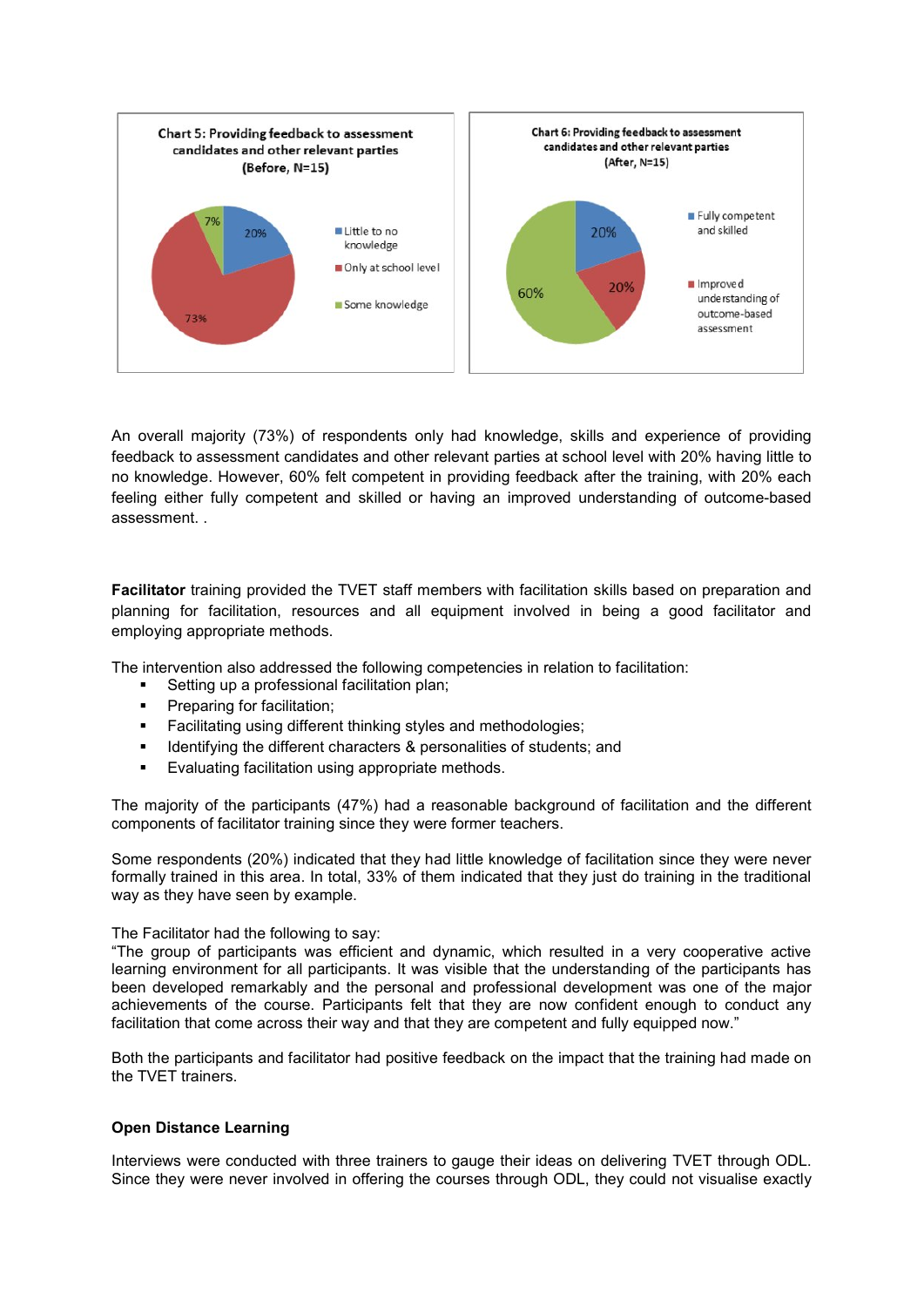Chart 5: Providing feedback to assessment candidates and other relevant parties (Before, N=15)

- Little to no knowledge: 20%
- Only at school level: 73%
- Some knowledge: 7%

Chart 6: Providing feedback to assessment candidates and other relevant parties (After, N=15)

- Fully competent and skilled: 20%
- Improved understanding of outcome-based assessment: 20%
- 60%

An overall majority (73%) of respondents only had knowledge, skills and experience of providing feedback to assessment candidates and other relevant parties at school level with 20% having little to no knowledge. However, 60% felt competent in providing feedback after the training, with 20% each feeling either fully competent and skilled or having an improved understanding of outcome-based assessment. .

**Facilitator** training provided the TVET staff members with facilitation skills based on preparation and planning for facilitation, resources and all equipment involved in being a good facilitator and employing appropriate methods.

The intervention also addressed the following competencies in relation to facilitation:

- Setting up a professional facilitation plan;
- Preparing for facilitation;
- Facilitating using different thinking styles and methodologies;
- Identifying the different characters & personalities of students; and
- Evaluating facilitation using appropriate methods.

The majority of the participants (47%) had a reasonable background of facilitation and the different components of facilitator training since they were former teachers.

Some respondents (20%) indicated that they had little knowledge of facilitation since they were never formally trained in this area. In total, 33% of them indicated that they just do training in the traditional way as they have seen by example.

The Facilitator had the following to say:
"The group of participants was efficient and dynamic, which resulted in a very cooperative active learning environment for all participants. It was visible that the understanding of the participants has been developed remarkably and the personal and professional development was one of the major achievements of the course. Participants felt that they are now confident enough to conduct any facilitation that come across their way and that they are competent and fully equipped now."

Both the participants and facilitator had positive feedback on the impact that the training had made on the TVET trainers.

**Open Distance Learning**

Interviews were conducted with three trainers to gauge their ideas on delivering TVET through ODL. Since they were never involved in offering the courses through ODL, they could not visualise exactly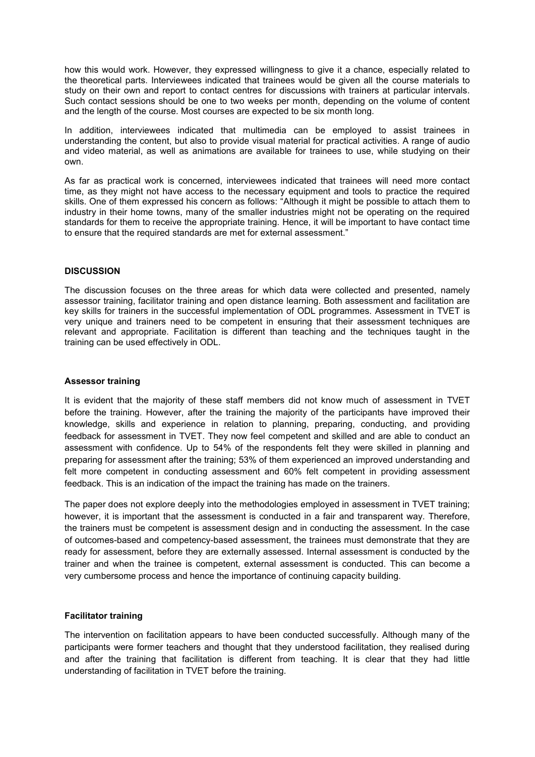how this would work. However, they expressed willingness to give it a chance, especially related to the theoretical parts. Interviewees indicated that trainees would be given all the course materials to study on their own and report to contact centres for discussions with trainers at particular intervals. Such contact sessions should be one to two weeks per month, depending on the volume of content and the length of the course. Most courses are expected to be six month long.

In addition, interviewees indicated that multimedia can be employed to assist trainees in understanding the content, but also to provide visual material for practical activities. A range of audio and video material, as well as animations are available for trainees to use, while studying on their own.

As far as practical work is concerned, interviewees indicated that trainees will need more contact time, as they might not have access to the necessary equipment and tools to practice the required skills. One of them expressed his concern as follows: "Although it might be possible to attach them to industry in their home towns, many of the smaller industries might not be operating on the required standards for them to receive the appropriate training. Hence, it will be important to have contact time to ensure that the required standards are met for external assessment."

## DISCUSSION

The discussion focuses on the three areas for which data were collected and presented, namely assessor training, facilitator training and open distance learning. Both assessment and facilitation are key skills for trainers in the successful implementation of ODL programmes. Assessment in TVET is very unique and trainers need to be competent in ensuring that their assessment techniques are relevant and appropriate. Facilitation is different than teaching and the techniques taught in the training can be used effectively in ODL.

### Assessor training

It is evident that the majority of these staff members did not know much of assessment in TVET before the training. However, after the training the majority of the participants have improved their knowledge, skills and experience in relation to planning, preparing, conducting, and providing feedback for assessment in TVET. They now feel competent and skilled and are able to conduct an assessment with confidence. Up to 54% of the respondents felt they were skilled in planning and preparing for assessment after the training; 53% of them experienced an improved understanding and felt more competent in conducting assessment and 60% felt competent in providing assessment feedback. This is an indication of the impact the training has made on the trainers.

The paper does not explore deeply into the methodologies employed in assessment in TVET training; however, it is important that the assessment is conducted in a fair and transparent way. Therefore, the trainers must be competent is assessment design and in conducting the assessment. In the case of outcomes-based and competency-based assessment, the trainees must demonstrate that they are ready for assessment, before they are externally assessed. Internal assessment is conducted by the trainer and when the trainee is competent, external assessment is conducted. This can become a very cumbersome process and hence the importance of continuing capacity building.

### Facilitator training

The intervention on facilitation appears to have been conducted successfully. Although many of the participants were former teachers and thought that they understood facilitation, they realised during and after the training that facilitation is different from teaching. It is clear that they had little understanding of facilitation in TVET before the training.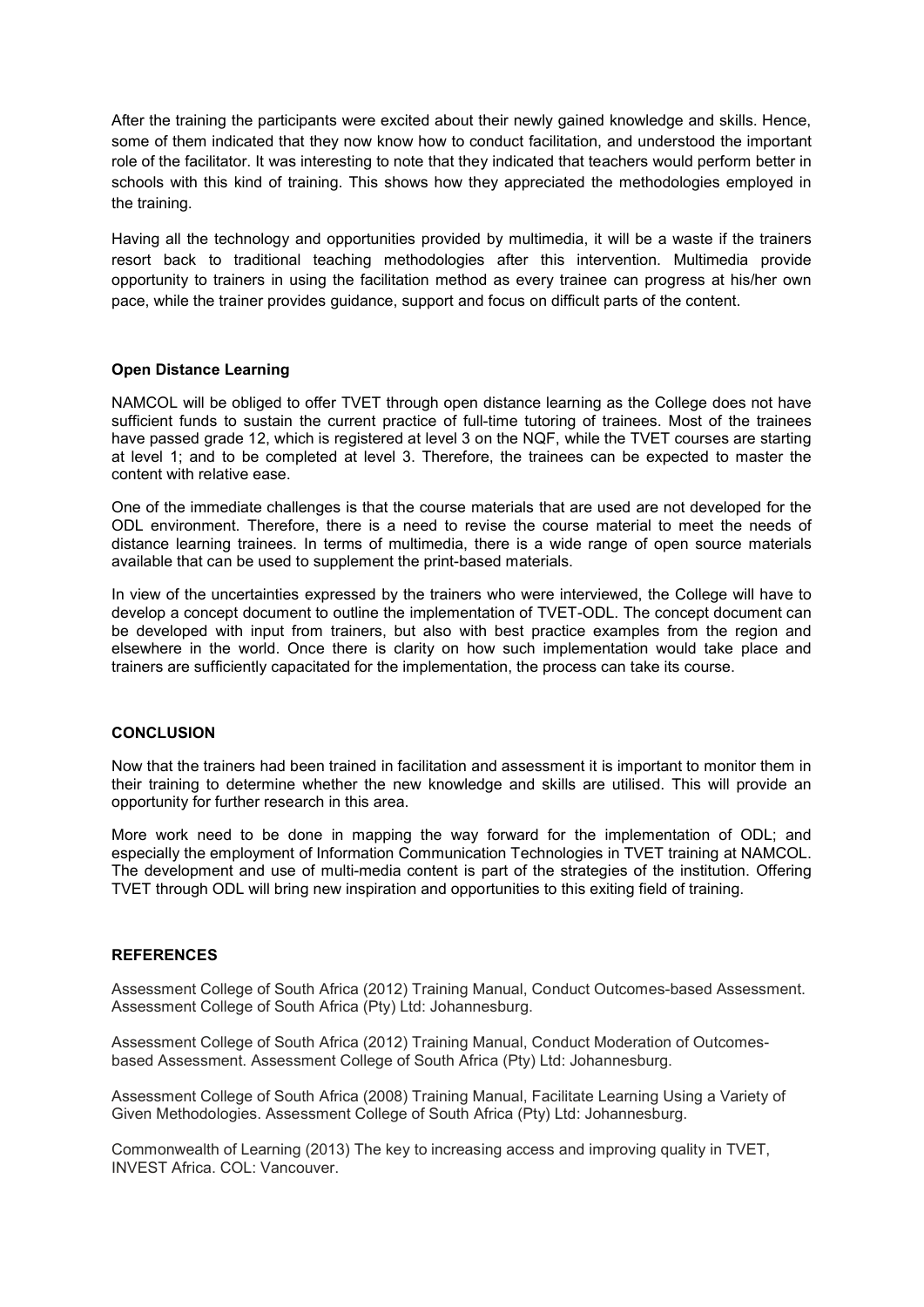After the training the participants were excited about their newly gained knowledge and skills. Hence, some of them indicated that they now know how to conduct facilitation, and understood the important role of the facilitator. It was interesting to note that they indicated that teachers would perform better in schools with this kind of training. This shows how they appreciated the methodologies employed in the training.

Having all the technology and opportunities provided by multimedia, it will be a waste if the trainers resort back to traditional teaching methodologies after this intervention. Multimedia provide opportunity to trainers in using the facilitation method as every trainee can progress at his/her own pace, while the trainer provides guidance, support and focus on difficult parts of the content.

**Open Distance Learning**

NAMCOL will be obliged to offer TVET through open distance learning as the College does not have sufficient funds to sustain the current practice of full-time tutoring of trainees. Most of the trainees have passed grade 12, which is registered at level 3 on the NQF, while the TVET courses are starting at level 1; and to be completed at level 3. Therefore, the trainees can be expected to master the content with relative ease.

One of the immediate challenges is that the course materials that are used are not developed for the ODL environment. Therefore, there is a need to revise the course material to meet the needs of distance learning trainees. In terms of multimedia, there is a wide range of open source materials available that can be used to supplement the print-based materials.

In view of the uncertainties expressed by the trainers who were interviewed, the College will have to develop a concept document to outline the implementation of TVET-ODL. The concept document can be developed with input from trainers, but also with best practice examples from the region and elsewhere in the world. Once there is clarity on how such implementation would take place and trainers are sufficiently capacitated for the implementation, the process can take its course.

## CONCLUSION

Now that the trainers had been trained in facilitation and assessment it is important to monitor them in their training to determine whether the new knowledge and skills are utilised. This will provide an opportunity for further research in this area.

More work need to be done in mapping the way forward for the implementation of ODL; and especially the employment of Information Communication Technologies in TVET training at NAMCOL. The development and use of multi-media content is part of the strategies of the institution. Offering TVET through ODL will bring new inspiration and opportunities to this exiting field of training.

## REFERENCES

Assessment College of South Africa (2012) Training Manual, Conduct Outcomes-based Assessment. Assessment College of South Africa (Pty) Ltd: Johannesburg.

Assessment College of South Africa (2012) Training Manual, Conduct Moderation of Outcomes-based Assessment. Assessment College of South Africa (Pty) Ltd: Johannesburg.

Assessment College of South Africa (2008) Training Manual, Facilitate Learning Using a Variety of Given Methodologies. Assessment College of South Africa (Pty) Ltd: Johannesburg.

Commonwealth of Learning (2013) The key to increasing access and improving quality in TVET, INVEST Africa. COL: Vancouver.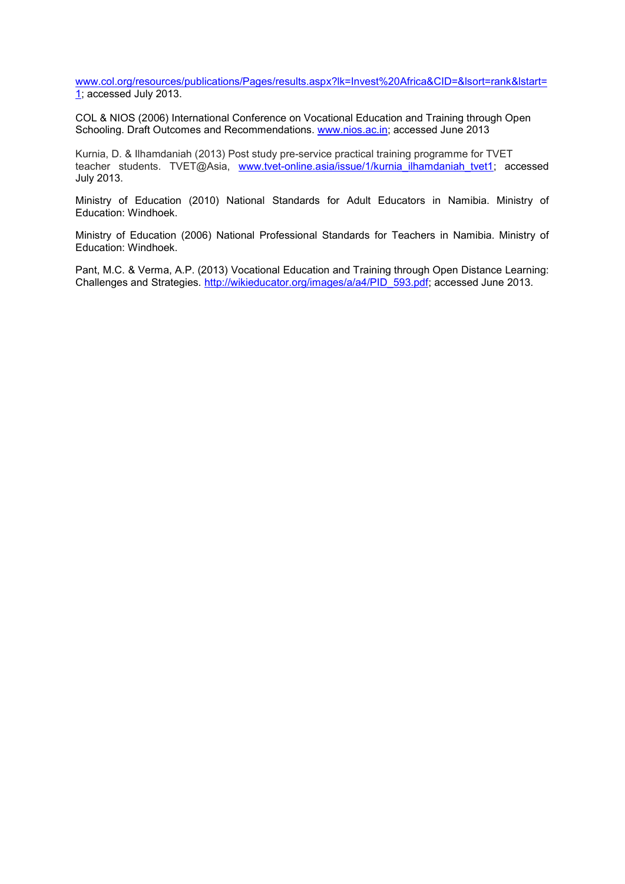www.col.org/resources/publications/Pages/results.aspx?lk=Invest%20Africa&CID=&lsort=rank&lstart=1; accessed July 2013.

COL & NIOS (2006) International Conference on Vocational Education and Training through Open Schooling. Draft Outcomes and Recommendations. www.nios.ac.in; accessed June 2013

Kurnia, D. & Ilhamdaniah (2013) Post study pre-service practical training programme for TVET teacher students. TVET@Asia, www.tvet-online.asia/issue/1/kurnia_ilhamdaniah_tvet1; accessed July 2013.

Ministry of Education (2010) National Standards for Adult Educators in Namibia. Ministry of Education: Windhoek.

Ministry of Education (2006) National Professional Standards for Teachers in Namibia. Ministry of Education: Windhoek.

Pant, M.C. & Verma, A.P. (2013) Vocational Education and Training through Open Distance Learning: Challenges and Strategies. http://wikieducator.org/images/a/a4/PID_593.pdf; accessed June 2013.